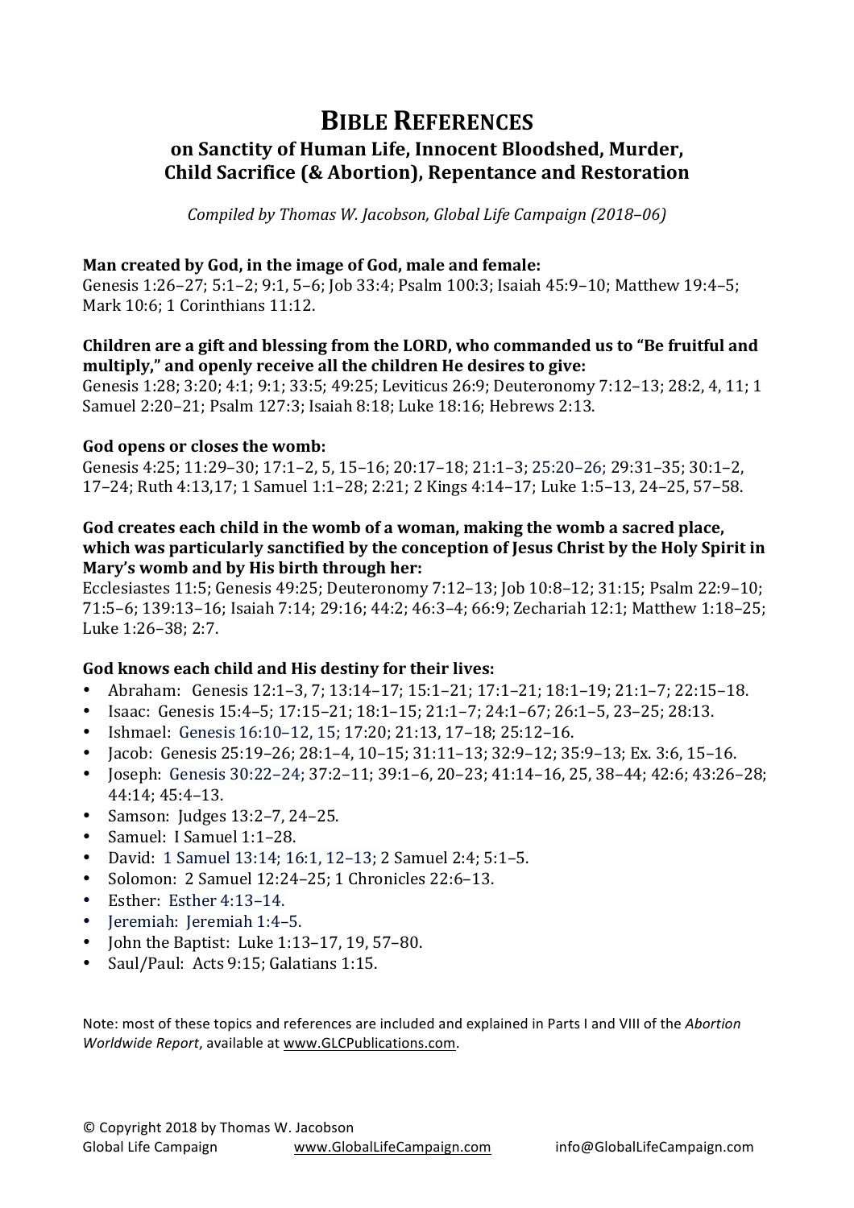# Bible References

## on Sanctity of Human Life, Innocent Bloodshed, Murder, Child Sacrifice (& Abortion), Repentance and Restoration

*Compiled by Thomas W. Jacobson, Global Life Campaign (2018–06)*

**Man created by God, in the image of God, male and female:**
Genesis 1:26–27; 5:1–2; 9:1, 5–6; Job 33:4; Psalm 100:3; Isaiah 45:9–10; Matthew 19:4–5; Mark 10:6; 1 Corinthians 11:12.

**Children are a gift and blessing from the LORD, who commanded us to "Be fruitful and multiply," and openly receive all the children He desires to give:**
Genesis 1:28; 3:20; 4:1; 9:1; 33:5; 49:25; Leviticus 26:9; Deuteronomy 7:12–13; 28:2, 4, 11; 1 Samuel 2:20–21; Psalm 127:3; Isaiah 8:18; Luke 18:16; Hebrews 2:13.

**God opens or closes the womb:**
Genesis 4:25; 11:29–30; 17:1–2, 5, 15–16; 20:17–18; 21:1–3; 25:20–26; 29:31–35; 30:1–2, 17–24; Ruth 4:13,17; 1 Samuel 1:1–28; 2:21; 2 Kings 4:14–17; Luke 1:5–13, 24–25, 57–58.

**God creates each child in the womb of a woman, making the womb a sacred place, which was particularly sanctified by the conception of Jesus Christ by the Holy Spirit in Mary's womb and by His birth through her:**
Ecclesiastes 11:5; Genesis 49:25; Deuteronomy 7:12–13; Job 10:8–12; 31:15; Psalm 22:9–10; 71:5–6; 139:13–16; Isaiah 7:14; 29:16; 44:2; 46:3–4; 66:9; Zechariah 12:1; Matthew 1:18–25; Luke 1:26–38; 2:7.

**God knows each child and His destiny for their lives:**

- Abraham: Genesis 12:1–3, 7; 13:14–17; 15:1–21; 17:1–21; 18:1–19; 21:1–7; 22:15–18.
- Isaac: Genesis 15:4–5; 17:15–21; 18:1–15; 21:1–7; 24:1–67; 26:1–5, 23–25; 28:13.
- Ishmael: Genesis 16:10–12, 15; 17:20; 21:13, 17–18; 25:12–16.
- Jacob: Genesis 25:19–26; 28:1–4, 10–15; 31:11–13; 32:9–12; 35:9–13; Ex. 3:6, 15–16.
- Joseph: Genesis 30:22–24; 37:2–11; 39:1–6, 20–23; 41:14–16, 25, 38–44; 42:6; 43:26–28; 44:14; 45:4–13.
- Samson: Judges 13:2–7, 24–25.
- Samuel: I Samuel 1:1–28.
- David: 1 Samuel 13:14; 16:1, 12–13; 2 Samuel 2:4; 5:1–5.
- Solomon: 2 Samuel 12:24–25; 1 Chronicles 22:6–13.
- Esther: Esther 4:13–14.
- Jeremiah: Jeremiah 1:4–5.
- John the Baptist: Luke 1:13–17, 19, 57–80.
- Saul/Paul: Acts 9:15; Galatians 1:15.

Note: most of these topics and references are included and explained in Parts I and VIII of the *Abortion Worldwide Report*, available at www.GLCPublications.com.

© Copyright 2018 by Thomas W. Jacobson
Global Life Campaign www.GlobalLifeCampaign.com info@GlobalLifeCampaign.com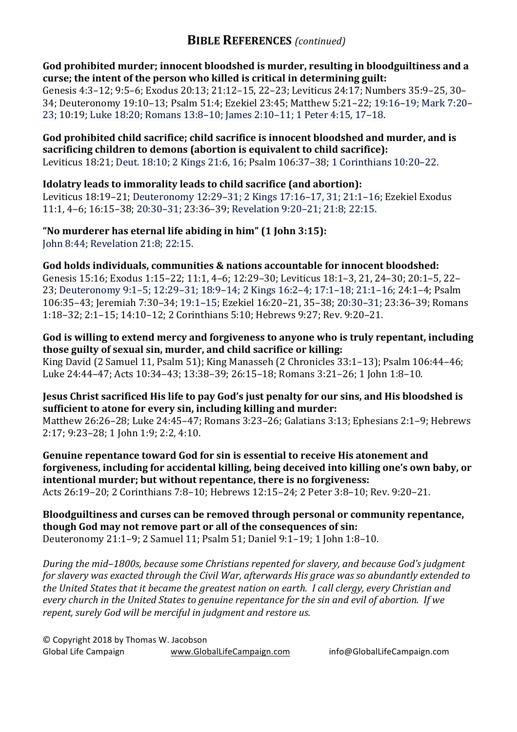## BIBLE REFERENCES *(continued)*

**God prohibited murder; innocent bloodshed is murder, resulting in bloodguiltiness and a curse; the intent of the person who killed is critical in determining guilt:**
Genesis 4:3–12; 9:5–6; Exodus 20:13; 21:12–15, 22–23; Leviticus 24:17; Numbers 35:9–25, 30–34; Deuteronomy 19:10–13; Psalm 51:4; Ezekiel 23:45; Matthew 5:21–22; 19:16–19; Mark 7:20–23; 10:19; Luke 18:20; Romans 13:8–10; James 2:10–11; 1 Peter 4:15, 17–18.

**God prohibited child sacrifice; child sacrifice is innocent bloodshed and murder, and is sacrificing children to demons (abortion is equivalent to child sacrifice):**
Leviticus 18:21; Deut. 18:10; 2 Kings 21:6, 16; Psalm 106:37–38; 1 Corinthians 10:20–22.

**Idolatry leads to immorality leads to child sacrifice (and abortion):**
Leviticus 18:19–21; Deuteronomy 12:29–31; 2 Kings 17:16–17, 31; 21:1–16; Ezekiel Exodus 11:1, 4–6; 16:15–38; 20:30–31; 23:36–39; Revelation 9:20–21; 21:8; 22:15.

**"No murderer has eternal life abiding in him" (1 John 3:15):**
John 8:44; Revelation 21:8; 22:15.

**God holds individuals, communities & nations accountable for innocent bloodshed:**
Genesis 15:16; Exodus 1:15–22; 11:1, 4–6; 12:29–30; Leviticus 18:1–3, 21, 24–30; 20:1–5, 22–23; Deuteronomy 9:1–5; 12:29–31; 18:9–14; 2 Kings 16:2–4; 17:1–18; 21:1–16; 24:1–4; Psalm 106:35–43; Jeremiah 7:30–34; 19:1–15; Ezekiel 16:20–21, 35–38; 20:30–31; 23:36–39; Romans 1:18–32; 2:1–15; 14:10–12; 2 Corinthians 5:10; Hebrews 9:27; Rev. 9:20–21.

**God is willing to extend mercy and forgiveness to anyone who is truly repentant, including those guilty of sexual sin, murder, and child sacrifice or killing:**
King David (2 Samuel 11, Psalm 51); King Manasseh (2 Chronicles 33:1–13); Psalm 106:44–46; Luke 24:44–47; Acts 10:34–43; 13:38–39; 26:15–18; Romans 3:21–26; 1 John 1:8–10.

**Jesus Christ sacrificed His life to pay God's just penalty for our sins, and His bloodshed is sufficient to atone for every sin, including killing and murder:**
Matthew 26:26–28; Luke 24:45–47; Romans 3:23–26; Galatians 3:13; Ephesians 2:1–9; Hebrews 2:17; 9:23–28; 1 John 1:9; 2:2, 4:10.

**Genuine repentance toward God for sin is essential to receive His atonement and forgiveness, including for accidental killing, being deceived into killing one's own baby, or intentional murder; but without repentance, there is no forgiveness:**
Acts 26:19–20; 2 Corinthians 7:8–10; Hebrews 12:15–24; 2 Peter 3:8–10; Rev. 9:20–21.

**Bloodguiltiness and curses can be removed through personal or community repentance, though God may not remove part or all of the consequences of sin:**
Deuteronomy 21:1–9; 2 Samuel 11; Psalm 51; Daniel 9:1–19; 1 John 1:8–10.

*During the mid–1800s, because some Christians repented for slavery, and because God's judgment for slavery was exacted through the Civil War, afterwards His grace was so abundantly extended to the United States that it became the greatest nation on earth. I call clergy, every Christian and every church in the United States to genuine repentance for the sin and evil of abortion. If we repent, surely God will be merciful in judgment and restore us.*

© Copyright 2018 by Thomas W. Jacobson
Global Life Campaign www.GlobalLifeCampaign.com info@GlobalLifeCampaign.com